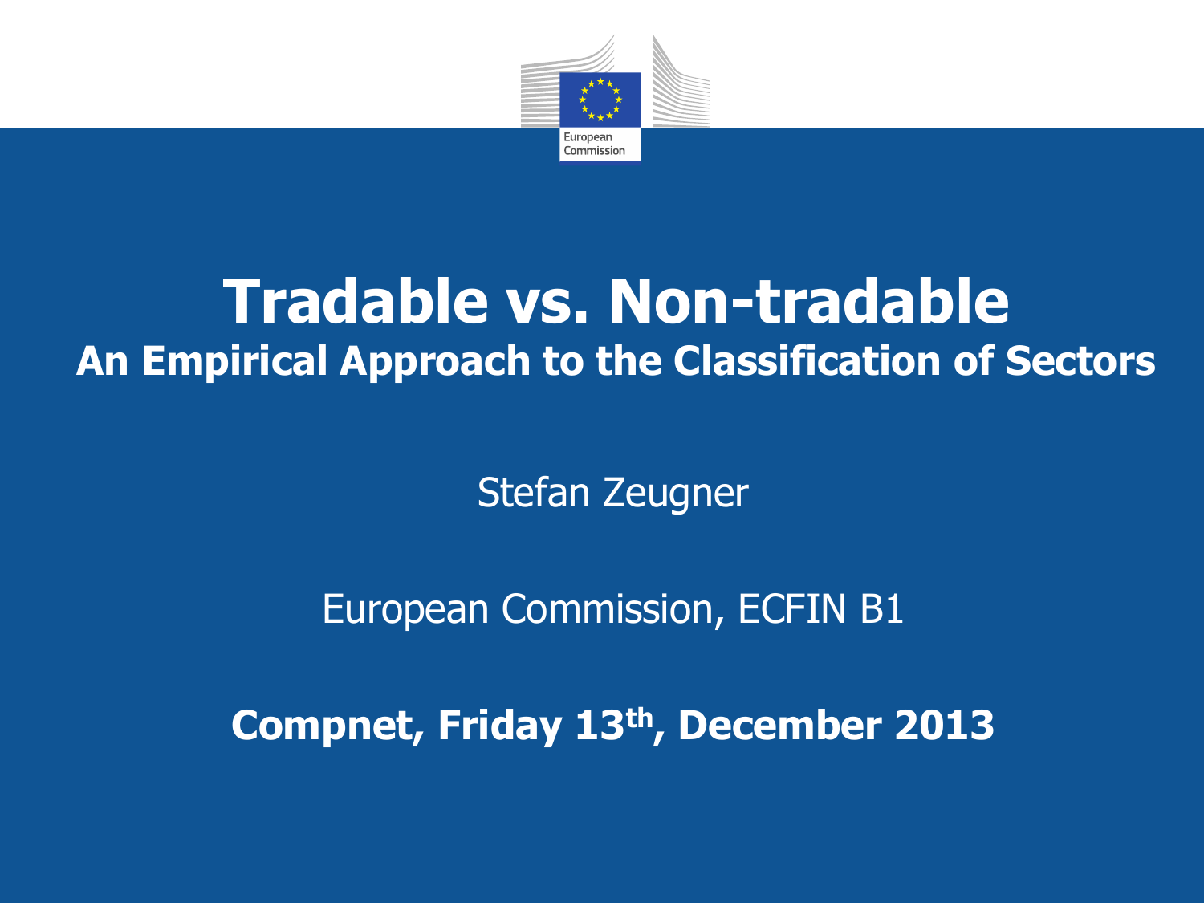# Tradable vs. Non-tradable

## An Empirical Approach to the Classification of Sectors

Stefan Zeugner

European Commission, ECFIN B1

**Compnet, Friday 13th, December 2013**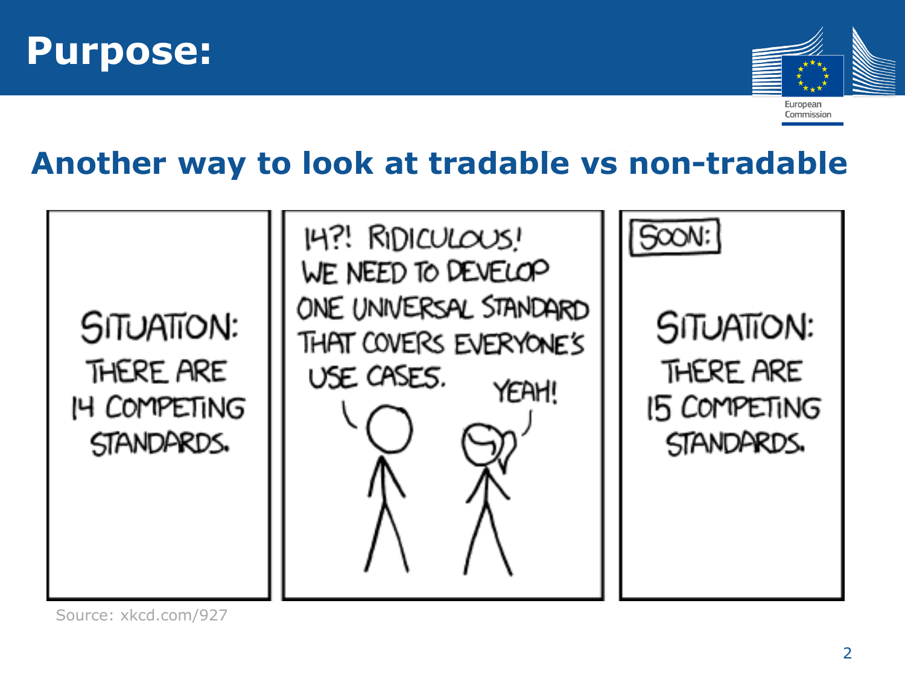# Purpose:

## Another way to look at tradable vs non-tradable

SITUATION: THERE ARE 14 COMPETING STANDARDS.

14?! RIDICULOUS! WE NEED TO DEVELOP ONE UNIVERSAL STANDARD THAT COVERS EVERYONE'S USE CASES.

YEAH!

SOON:

SITUATION: THERE ARE 15 COMPETING STANDARDS.

Source: xkcd.com/927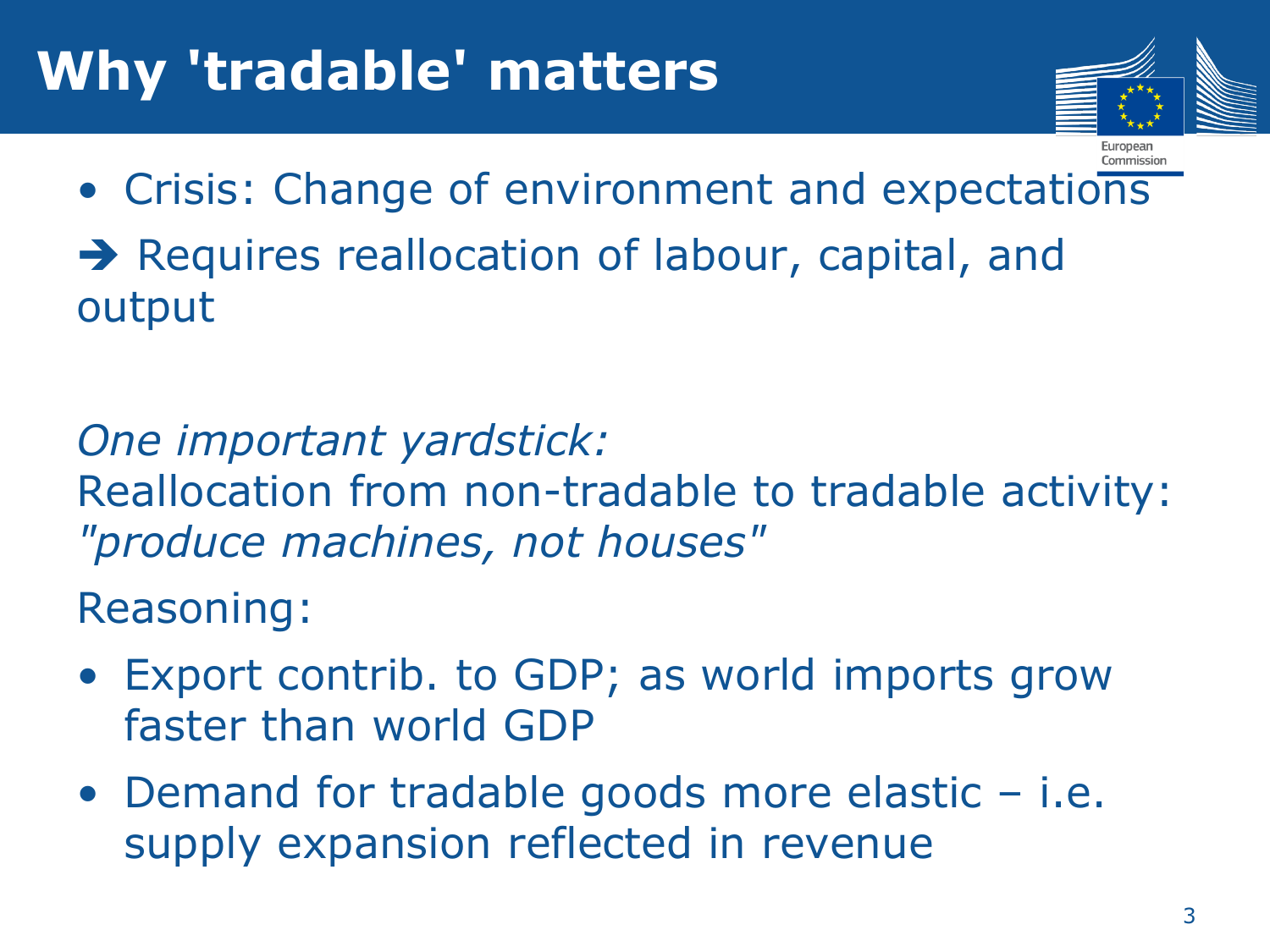# Why 'tradable' matters

- Crisis: Change of environment and expectations

➔ Requires reallocation of labour, capital, and output

*One important yardstick:*
Reallocation from non-tradable to tradable activity: *"produce machines, not houses"*

Reasoning:

- Export contrib. to GDP; as world imports grow faster than world GDP
- Demand for tradable goods more elastic – i.e. supply expansion reflected in revenue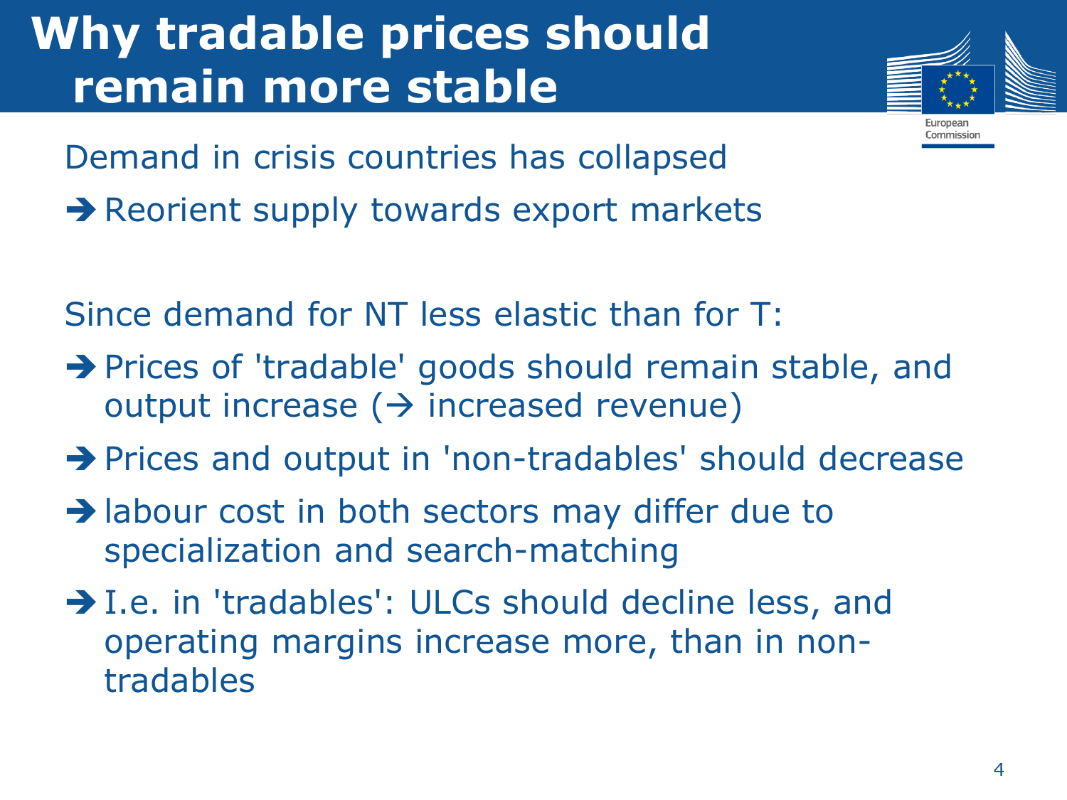# Why tradable prices should remain more stable

Demand in crisis countries has collapsed

➔ Reorient supply towards export markets

Since demand for NT less elastic than for T:

➔ Prices of 'tradable' goods should remain stable, and output increase (→ increased revenue)

➔ Prices and output in 'non-tradables' should decrease

➔ labour cost in both sectors may differ due to specialization and search-matching

➔ I.e. in 'tradables': ULCs should decline less, and operating margins increase more, than in non-tradables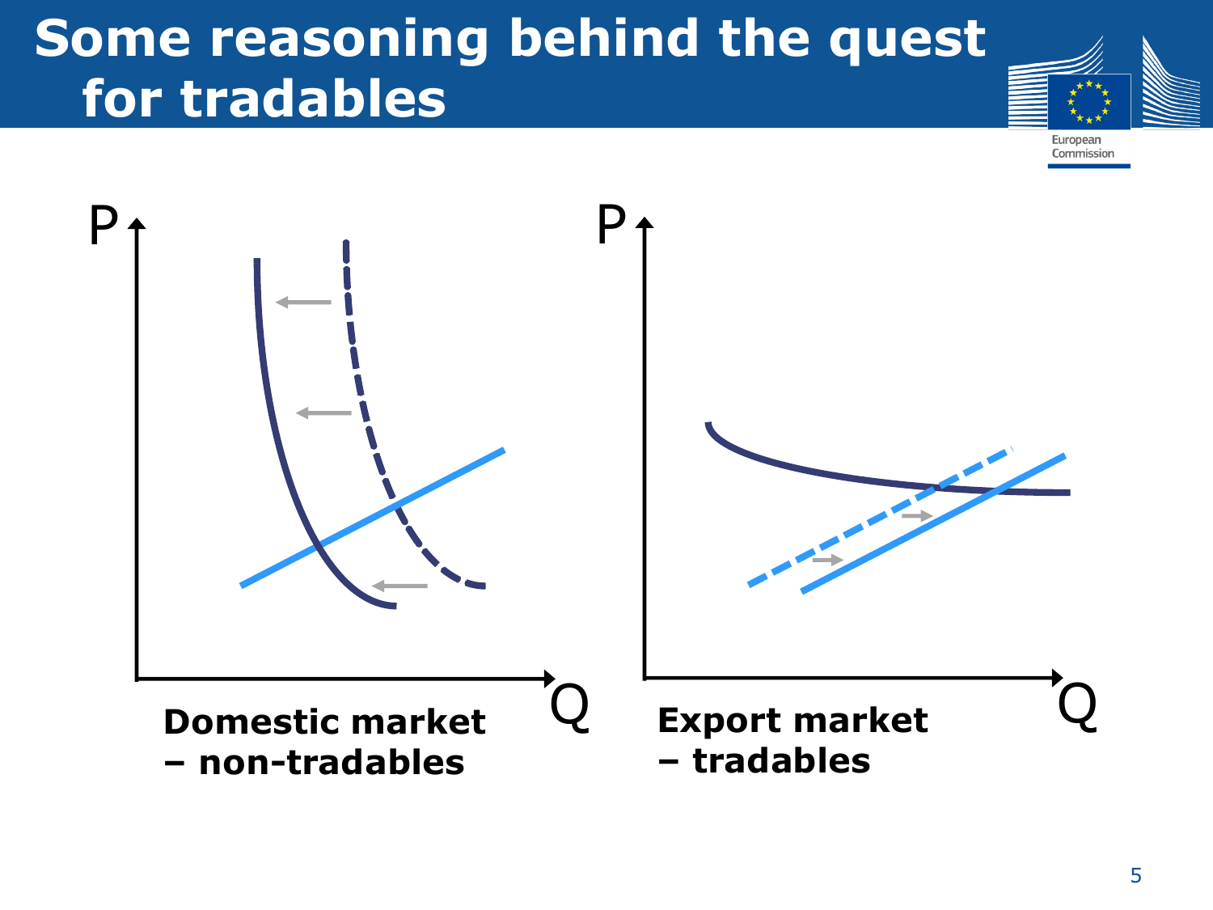# Some reasoning behind the quest for tradables

**Domestic market – non-tradables**

**Export market – tradables**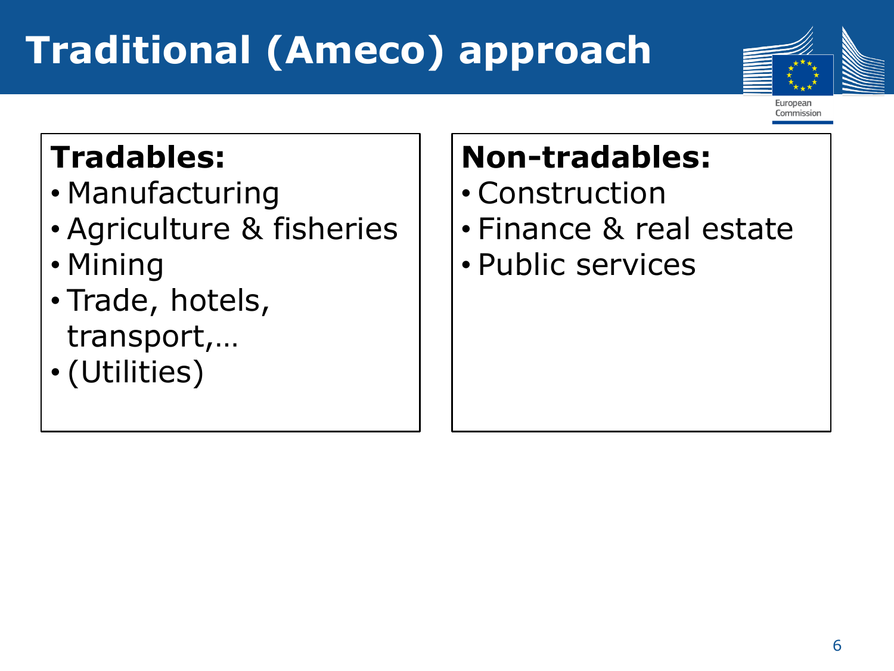# Traditional (Ameco) approach

**Tradables:**

- Manufacturing
- Agriculture & fisheries
- Mining
- Trade, hotels, transport,…
- (Utilities)

**Non-tradables:**

- Construction
- Finance & real estate
- Public services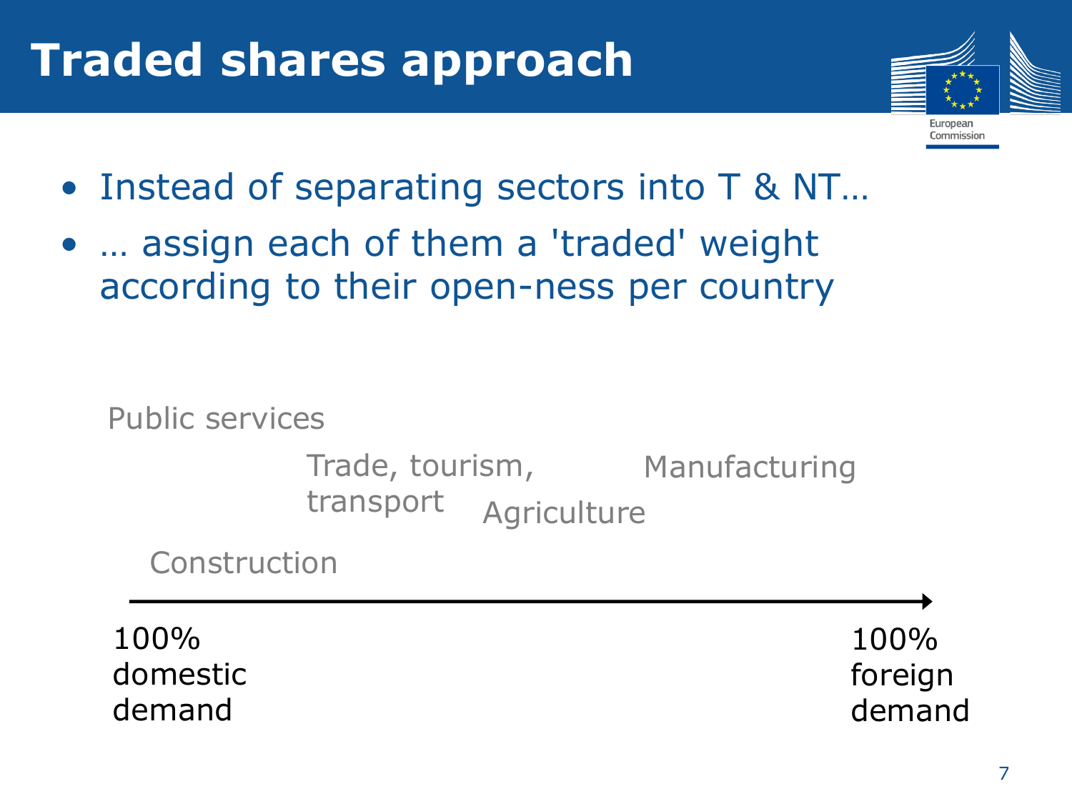# Traded shares approach

- Instead of separating sectors into T & NT…
- … assign each of them a 'traded' weight according to their open-ness per country

Public services

Trade, tourism, transport

Manufacturing

Agriculture

Construction

100% domestic demand → 100% foreign demand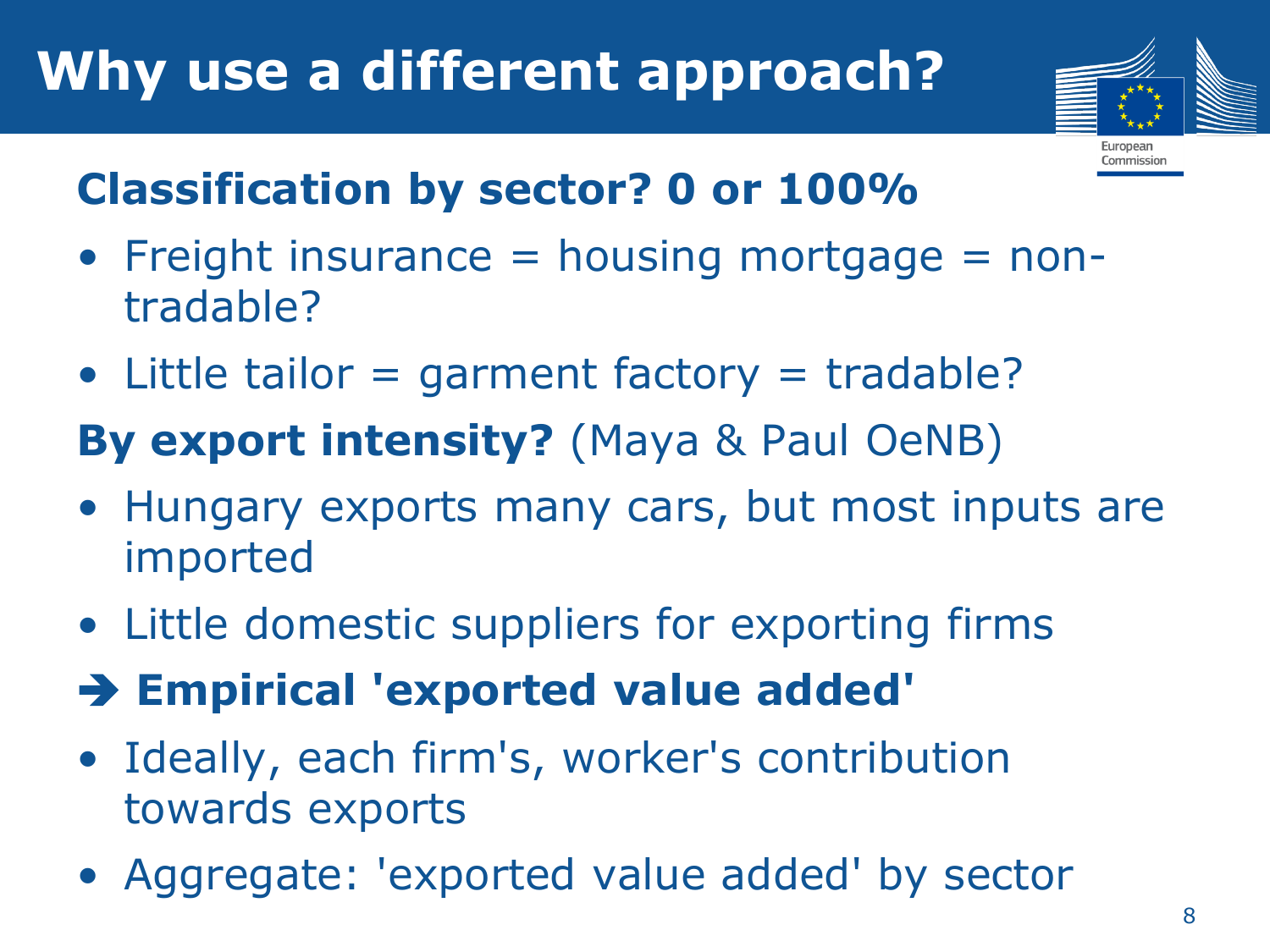# Why use a different approach?

**Classification by sector? 0 or 100%**

- Freight insurance = housing mortgage = non-tradable?
- Little tailor = garment factory = tradable?

**By export intensity?** (Maya & Paul OeNB)

- Hungary exports many cars, but most inputs are imported
- Little domestic suppliers for exporting firms

**➔ Empirical 'exported value added'**

- Ideally, each firm's, worker's contribution towards exports
- Aggregate: 'exported value added' by sector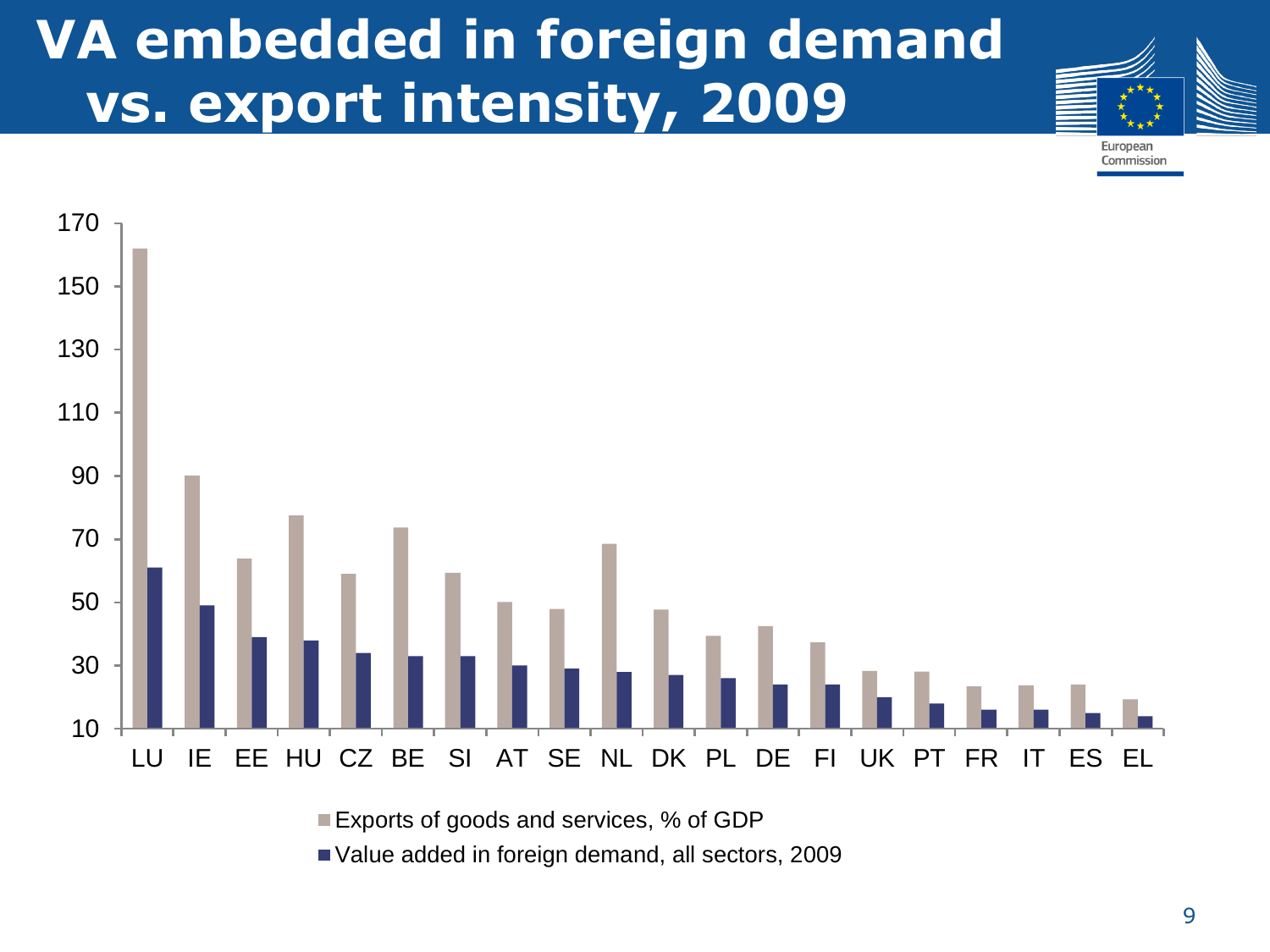# VA embedded in foreign demand vs. export intensity, 2009

European Commission

| | LU | IE | EE | HU | CZ | BE | SI | AT | SE | NL | DK | PL | DE | FI | UK | PT | FR | IT | ES | EL |
|---|---|---|---|---|---|---|---|---|---|---|---|---|---|---|---|---|---|---|---|---|
| Exports of goods and services, % of GDP | 162 | 90 | 64 | 77.5 | 59 | 73.5 | 59.5 | 50 | 48 | 68.5 | 47.5 | 39.5 | 42.5 | 37.5 | 28.5 | 28 | 23.5 | 23.5 | 24 | 19 |
| Value added in foreign demand, all sectors, 2009 | 61 | 49 | 39 | 38 | 34 | 33 | 33 | 30 | 29 | 28 | 27 | 26 | 24 | 24 | 20 | 18 | 16 | 16 | 15 | 14 |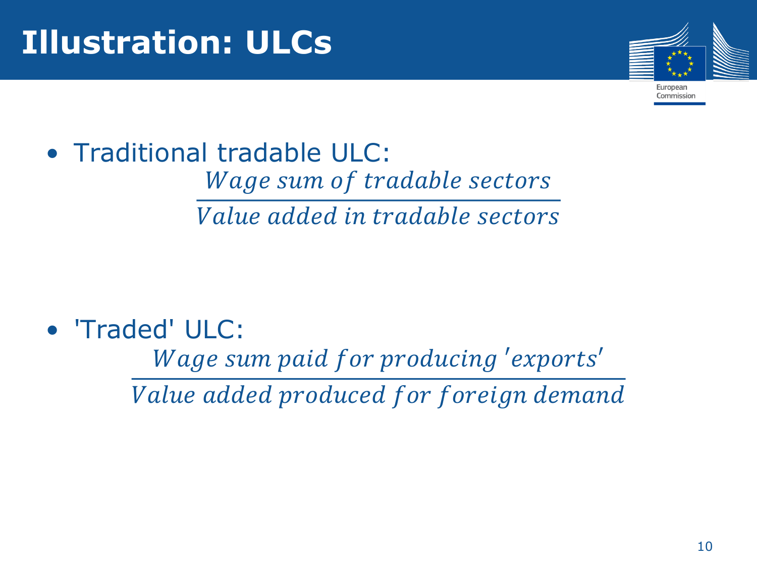# Illustration: ULCs

- Traditional tradable ULC:

$$\frac{Wage\ sum\ of\ tradable\ sectors}{Value\ added\ in\ tradable\ sectors}$$

- 'Traded' ULC:

$$\frac{Wage\ sum\ paid\ for\ producing\ 'exports'}{Value\ added\ produced\ for\ foreign\ demand}$$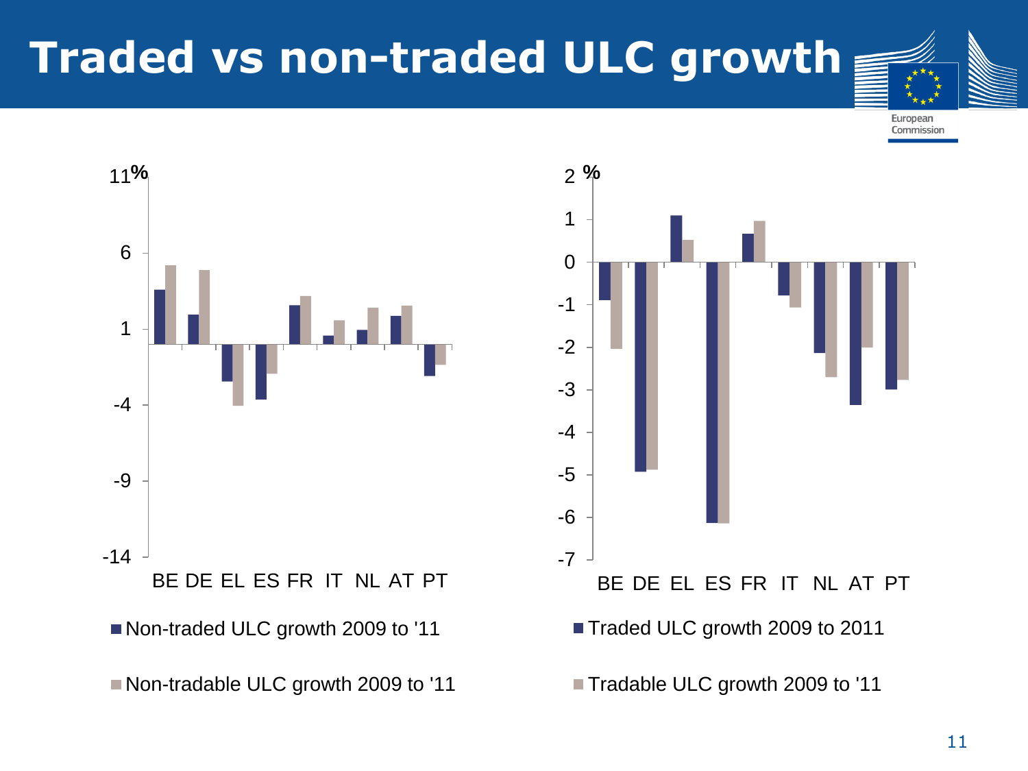# Traded vs non-traded ULC growth

%

11, 6, 1, -4, -9, -14

BE DE EL ES FR IT NL AT PT

■ Non-traded ULC growth 2009 to '11

■ Non-tradable ULC growth 2009 to '11

%

2, 1, 0, -1, -2, -3, -4, -5, -6, -7

BE DE EL ES FR IT NL AT PT

■ Traded ULC growth 2009 to 2011

■ Tradable ULC growth 2009 to '11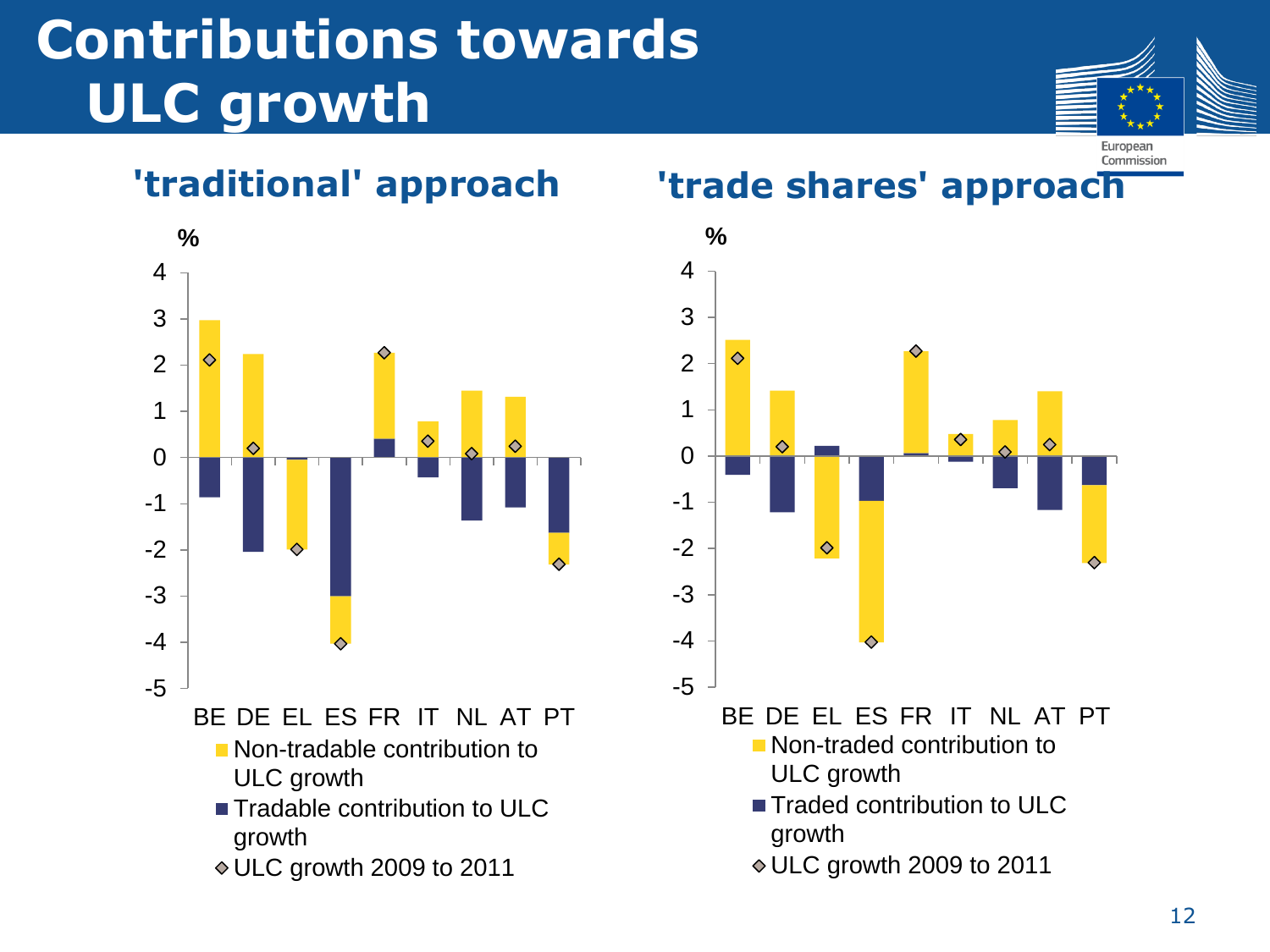# Contributions towards ULC growth

## 'traditional' approach

%

BE DE EL ES FR IT NL AT PT

- Non-tradable contribution to ULC growth
- Tradable contribution to ULC growth
- ULC growth 2009 to 2011

## 'trade shares' approach

%

BE DE EL ES FR IT NL AT PT

- Non-traded contribution to ULC growth
- Traded contribution to ULC growth
- ULC growth 2009 to 2011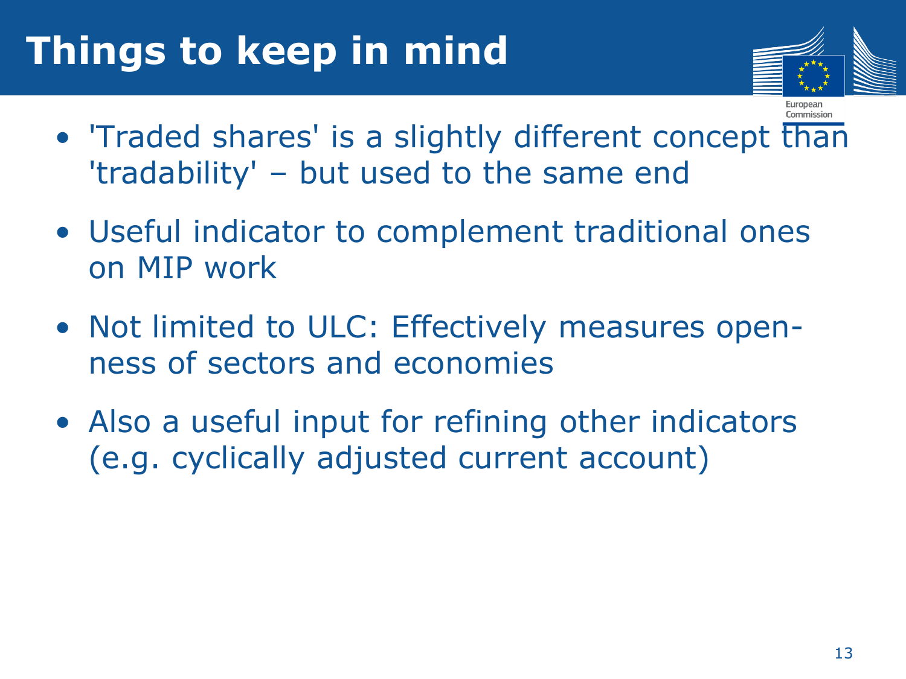# Things to keep in mind

- 'Traded shares' is a slightly different concept than 'tradability' – but used to the same end
- Useful indicator to complement traditional ones on MIP work
- Not limited to ULC: Effectively measures openness of sectors and economies
- Also a useful input for refining other indicators (e.g. cyclically adjusted current account)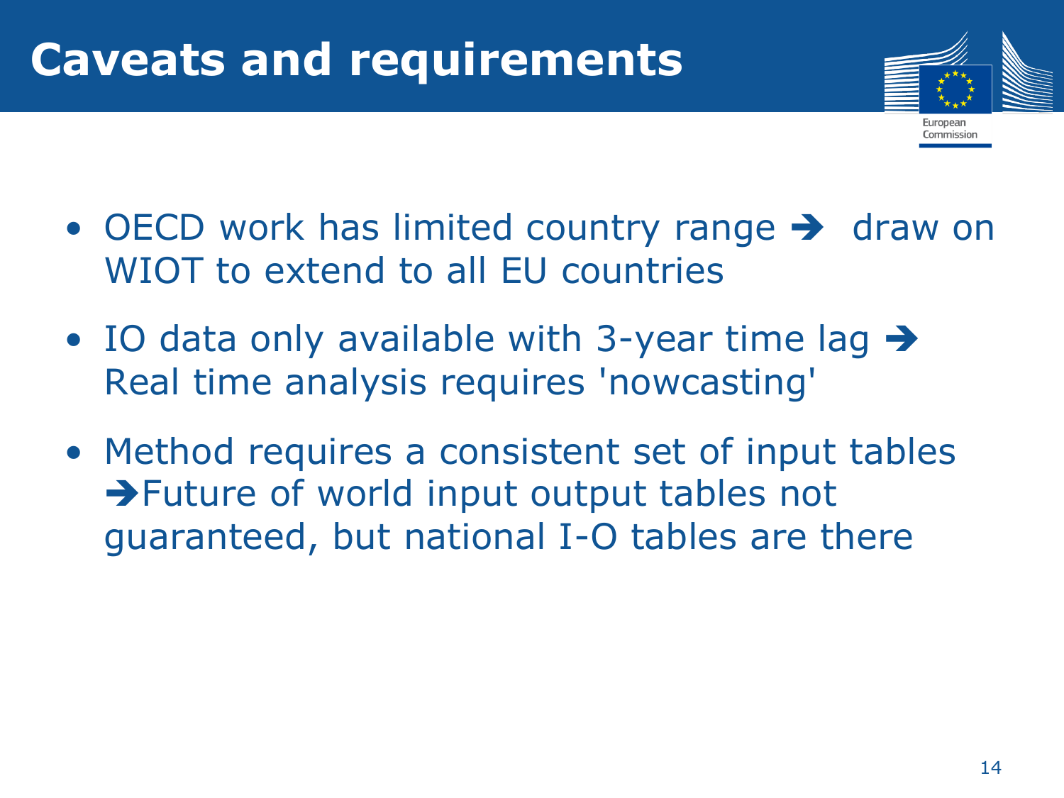# Caveats and requirements

- OECD work has limited country range ➔ draw on WIOT to extend to all EU countries
- IO data only available with 3-year time lag ➔ Real time analysis requires 'nowcasting'
- Method requires a consistent set of input tables ➔Future of world input output tables not guaranteed, but national I-O tables are there